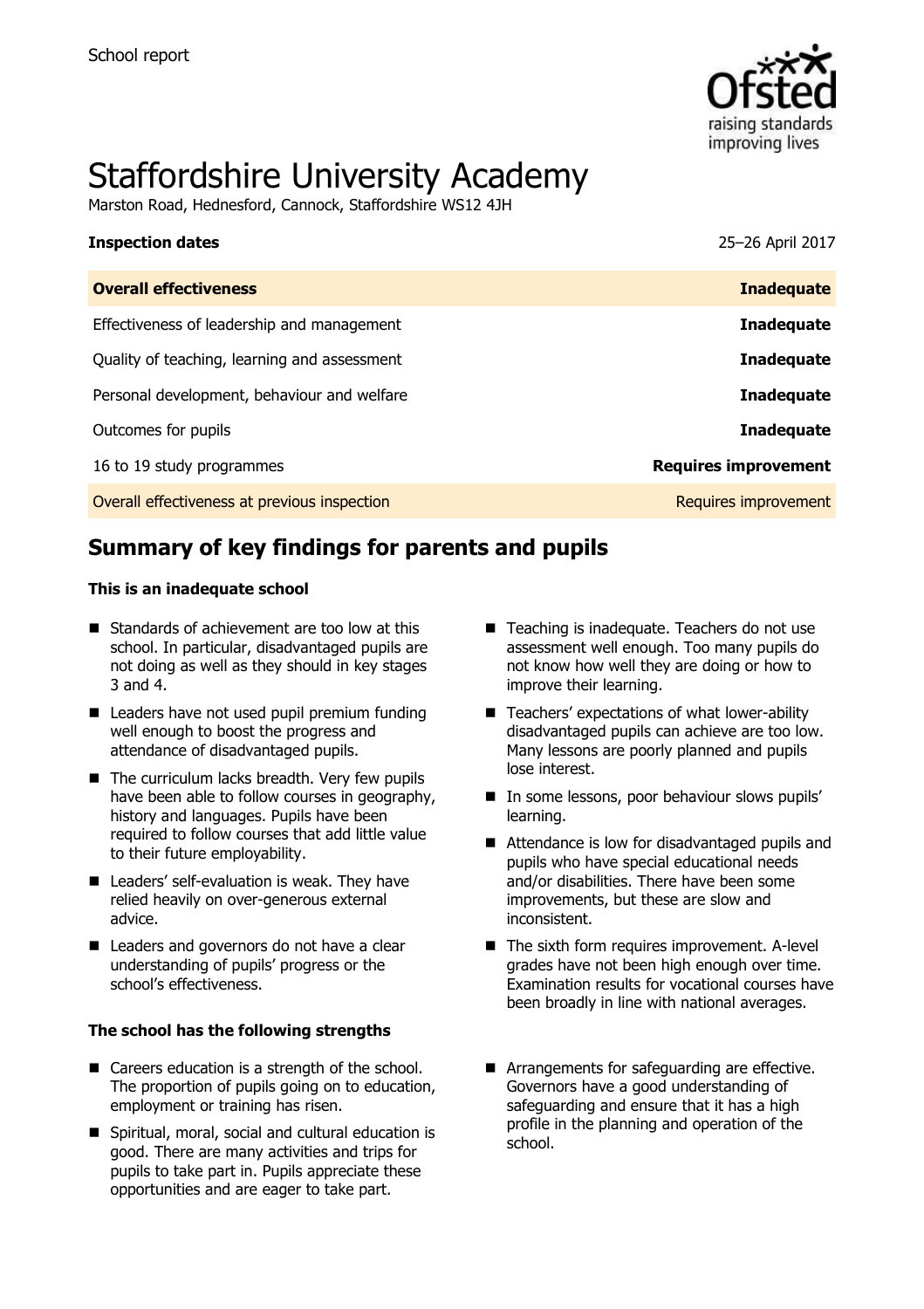School report

# Staffordshire University Academy

Marston Road, Hednesford, Cannock, Staffordshire WS12 4JH

**Inspection dates** 25–26 April 2017

| | |
|---|---|
| **Overall effectiveness** | **Inadequate** |
| Effectiveness of leadership and management | **Inadequate** |
| Quality of teaching, learning and assessment | **Inadequate** |
| Personal development, behaviour and welfare | **Inadequate** |
| Outcomes for pupils | **Inadequate** |
| 16 to 19 study programmes | **Requires improvement** |
| Overall effectiveness at previous inspection | Requires improvement |

## Summary of key findings for parents and pupils

### This is an inadequate school

- Standards of achievement are too low at this school. In particular, disadvantaged pupils are not doing as well as they should in key stages 3 and 4.
- Leaders have not used pupil premium funding well enough to boost the progress and attendance of disadvantaged pupils.
- The curriculum lacks breadth. Very few pupils have been able to follow courses in geography, history and languages. Pupils have been required to follow courses that add little value to their future employability.
- Leaders' self-evaluation is weak. They have relied heavily on over-generous external advice.
- Leaders and governors do not have a clear understanding of pupils' progress or the school's effectiveness.
- Teaching is inadequate. Teachers do not use assessment well enough. Too many pupils do not know how well they are doing or how to improve their learning.
- Teachers' expectations of what lower-ability disadvantaged pupils can achieve are too low. Many lessons are poorly planned and pupils lose interest.
- In some lessons, poor behaviour slows pupils' learning.
- Attendance is low for disadvantaged pupils and pupils who have special educational needs and/or disabilities. There have been some improvements, but these are slow and inconsistent.
- The sixth form requires improvement. A-level grades have not been high enough over time. Examination results for vocational courses have been broadly in line with national averages.

### The school has the following strengths

- Careers education is a strength of the school. The proportion of pupils going on to education, employment or training has risen.
- Spiritual, moral, social and cultural education is good. There are many activities and trips for pupils to take part in. Pupils appreciate these opportunities and are eager to take part.
- Arrangements for safeguarding are effective. Governors have a good understanding of safeguarding and ensure that it has a high profile in the planning and operation of the school.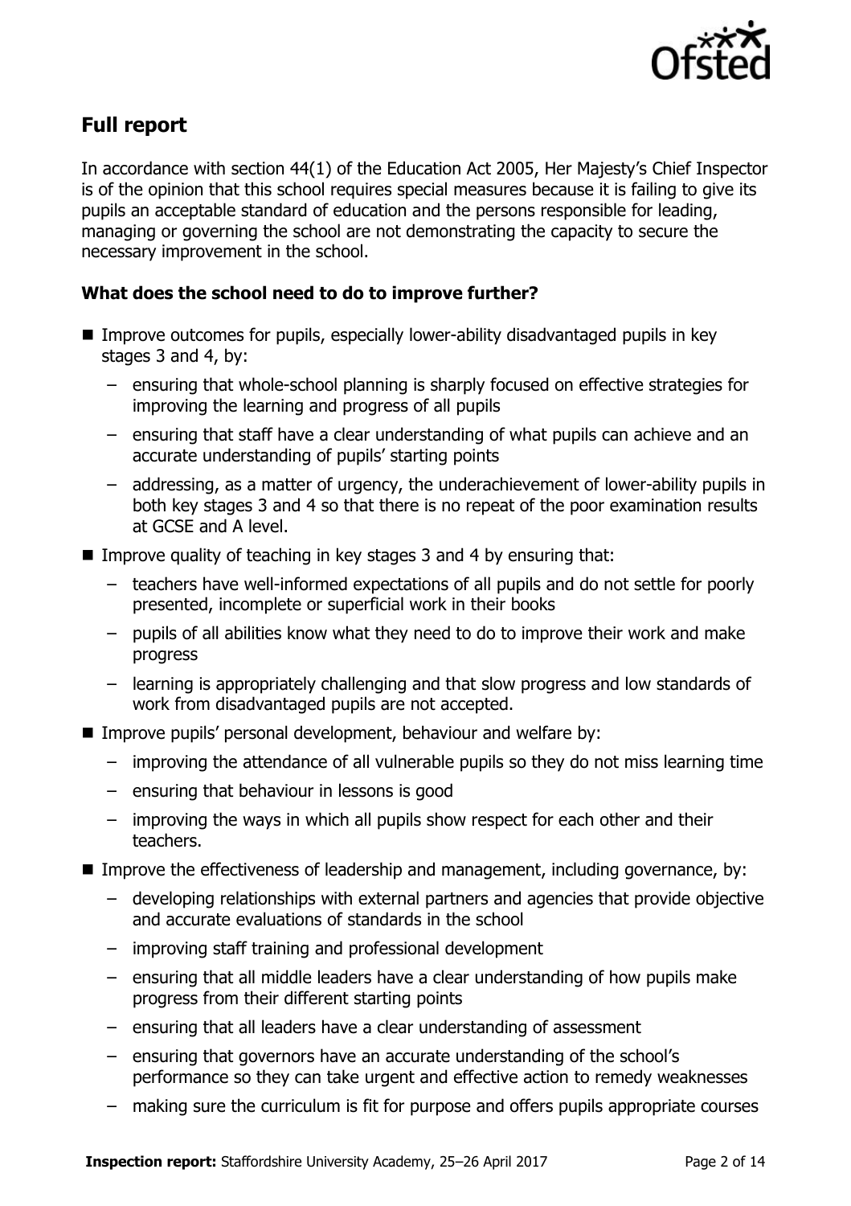## Full report

In accordance with section 44(1) of the Education Act 2005, Her Majesty's Chief Inspector is of the opinion that this school requires special measures because it is failing to give its pupils an acceptable standard of education and the persons responsible for leading, managing or governing the school are not demonstrating the capacity to secure the necessary improvement in the school.

### What does the school need to do to improve further?

- Improve outcomes for pupils, especially lower-ability disadvantaged pupils in key stages 3 and 4, by:
  - ensuring that whole-school planning is sharply focused on effective strategies for improving the learning and progress of all pupils
  - ensuring that staff have a clear understanding of what pupils can achieve and an accurate understanding of pupils' starting points
  - addressing, as a matter of urgency, the underachievement of lower-ability pupils in both key stages 3 and 4 so that there is no repeat of the poor examination results at GCSE and A level.
- Improve quality of teaching in key stages 3 and 4 by ensuring that:
  - teachers have well-informed expectations of all pupils and do not settle for poorly presented, incomplete or superficial work in their books
  - pupils of all abilities know what they need to do to improve their work and make progress
  - learning is appropriately challenging and that slow progress and low standards of work from disadvantaged pupils are not accepted.
- Improve pupils' personal development, behaviour and welfare by:
  - improving the attendance of all vulnerable pupils so they do not miss learning time
  - ensuring that behaviour in lessons is good
  - improving the ways in which all pupils show respect for each other and their teachers.
- Improve the effectiveness of leadership and management, including governance, by:
  - developing relationships with external partners and agencies that provide objective and accurate evaluations of standards in the school
  - improving staff training and professional development
  - ensuring that all middle leaders have a clear understanding of how pupils make progress from their different starting points
  - ensuring that all leaders have a clear understanding of assessment
  - ensuring that governors have an accurate understanding of the school's performance so they can take urgent and effective action to remedy weaknesses
  - making sure the curriculum is fit for purpose and offers pupils appropriate courses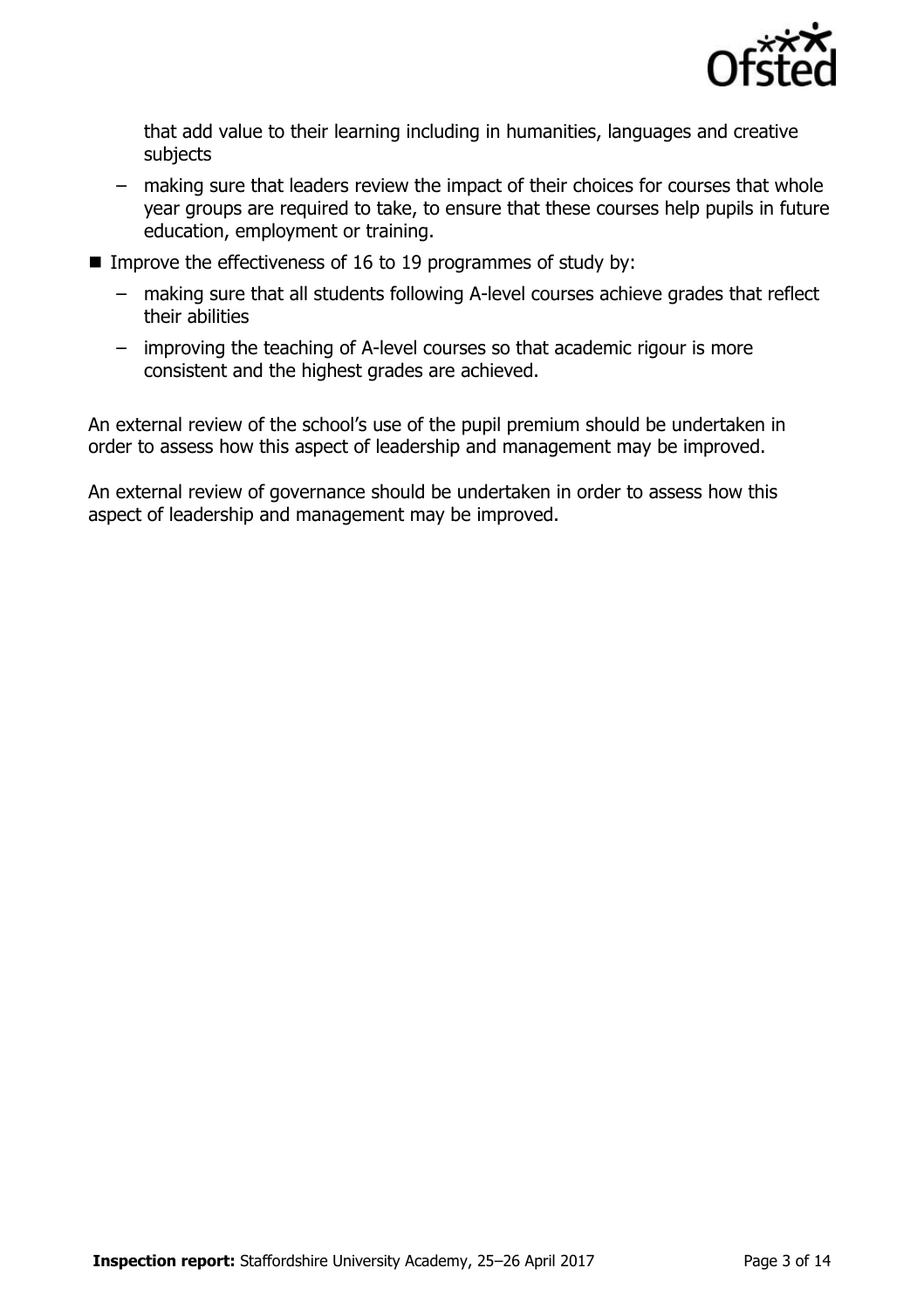that add value to their learning including in humanities, languages and creative subjects
  - making sure that leaders review the impact of their choices for courses that whole year groups are required to take, to ensure that these courses help pupils in future education, employment or training.

- Improve the effectiveness of 16 to 19 programmes of study by:
  - making sure that all students following A-level courses achieve grades that reflect their abilities
  - improving the teaching of A-level courses so that academic rigour is more consistent and the highest grades are achieved.

An external review of the school's use of the pupil premium should be undertaken in order to assess how this aspect of leadership and management may be improved.

An external review of governance should be undertaken in order to assess how this aspect of leadership and management may be improved.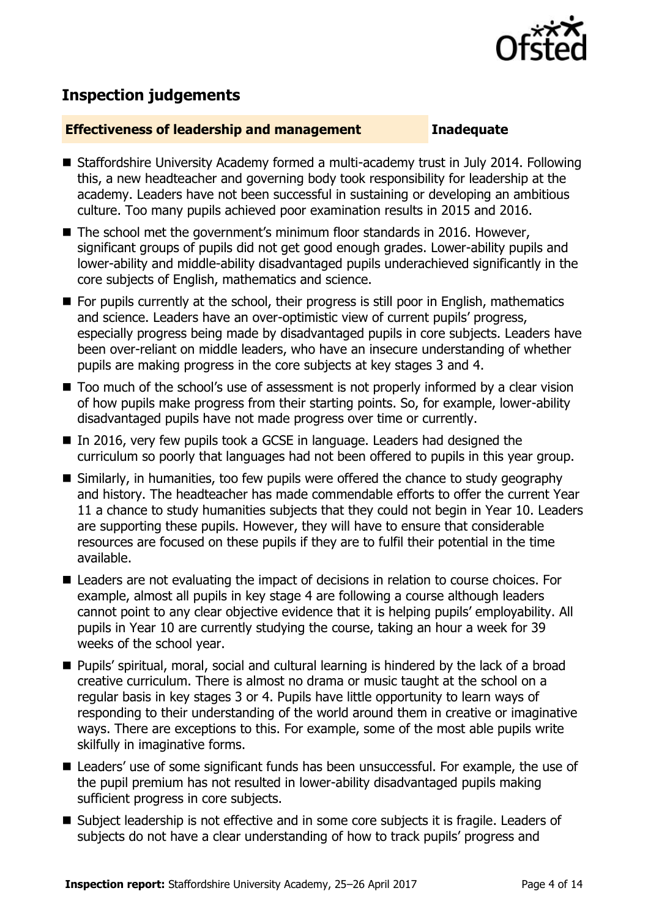## Inspection judgements

**Effectiveness of leadership and management** **Inadequate**

- Staffordshire University Academy formed a multi-academy trust in July 2014. Following this, a new headteacher and governing body took responsibility for leadership at the academy. Leaders have not been successful in sustaining or developing an ambitious culture. Too many pupils achieved poor examination results in 2015 and 2016.
- The school met the government's minimum floor standards in 2016. However, significant groups of pupils did not get good enough grades. Lower-ability pupils and lower-ability and middle-ability disadvantaged pupils underachieved significantly in the core subjects of English, mathematics and science.
- For pupils currently at the school, their progress is still poor in English, mathematics and science. Leaders have an over-optimistic view of current pupils' progress, especially progress being made by disadvantaged pupils in core subjects. Leaders have been over-reliant on middle leaders, who have an insecure understanding of whether pupils are making progress in the core subjects at key stages 3 and 4.
- Too much of the school's use of assessment is not properly informed by a clear vision of how pupils make progress from their starting points. So, for example, lower-ability disadvantaged pupils have not made progress over time or currently.
- In 2016, very few pupils took a GCSE in language. Leaders had designed the curriculum so poorly that languages had not been offered to pupils in this year group.
- Similarly, in humanities, too few pupils were offered the chance to study geography and history. The headteacher has made commendable efforts to offer the current Year 11 a chance to study humanities subjects that they could not begin in Year 10. Leaders are supporting these pupils. However, they will have to ensure that considerable resources are focused on these pupils if they are to fulfil their potential in the time available.
- Leaders are not evaluating the impact of decisions in relation to course choices. For example, almost all pupils in key stage 4 are following a course although leaders cannot point to any clear objective evidence that it is helping pupils' employability. All pupils in Year 10 are currently studying the course, taking an hour a week for 39 weeks of the school year.
- Pupils' spiritual, moral, social and cultural learning is hindered by the lack of a broad creative curriculum. There is almost no drama or music taught at the school on a regular basis in key stages 3 or 4. Pupils have little opportunity to learn ways of responding to their understanding of the world around them in creative or imaginative ways. There are exceptions to this. For example, some of the most able pupils write skilfully in imaginative forms.
- Leaders' use of some significant funds has been unsuccessful. For example, the use of the pupil premium has not resulted in lower-ability disadvantaged pupils making sufficient progress in core subjects.
- Subject leadership is not effective and in some core subjects it is fragile. Leaders of subjects do not have a clear understanding of how to track pupils' progress and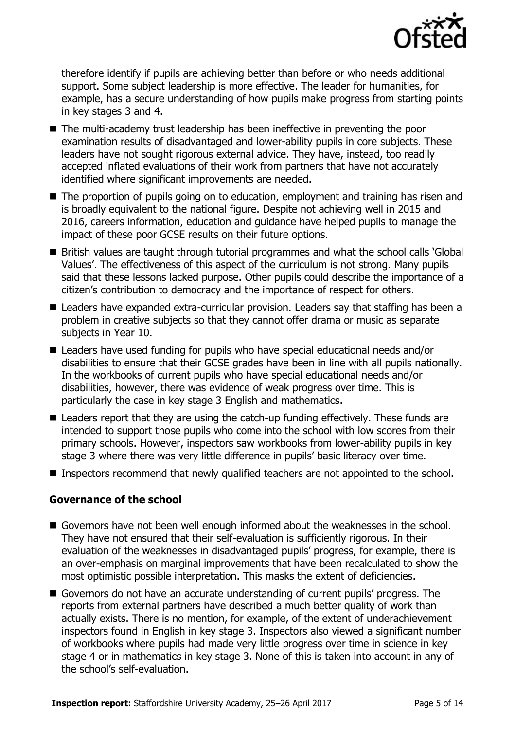therefore identify if pupils are achieving better than before or who needs additional support. Some subject leadership is more effective. The leader for humanities, for example, has a secure understanding of how pupils make progress from starting points in key stages 3 and 4.

- The multi-academy trust leadership has been ineffective in preventing the poor examination results of disadvantaged and lower-ability pupils in core subjects. These leaders have not sought rigorous external advice. They have, instead, too readily accepted inflated evaluations of their work from partners that have not accurately identified where significant improvements are needed.
- The proportion of pupils going on to education, employment and training has risen and is broadly equivalent to the national figure. Despite not achieving well in 2015 and 2016, careers information, education and guidance have helped pupils to manage the impact of these poor GCSE results on their future options.
- British values are taught through tutorial programmes and what the school calls 'Global Values'. The effectiveness of this aspect of the curriculum is not strong. Many pupils said that these lessons lacked purpose. Other pupils could describe the importance of a citizen's contribution to democracy and the importance of respect for others.
- Leaders have expanded extra-curricular provision. Leaders say that staffing has been a problem in creative subjects so that they cannot offer drama or music as separate subjects in Year 10.
- Leaders have used funding for pupils who have special educational needs and/or disabilities to ensure that their GCSE grades have been in line with all pupils nationally. In the workbooks of current pupils who have special educational needs and/or disabilities, however, there was evidence of weak progress over time. This is particularly the case in key stage 3 English and mathematics.
- Leaders report that they are using the catch-up funding effectively. These funds are intended to support those pupils who come into the school with low scores from their primary schools. However, inspectors saw workbooks from lower-ability pupils in key stage 3 where there was very little difference in pupils' basic literacy over time.
- Inspectors recommend that newly qualified teachers are not appointed to the school.

### Governance of the school

- Governors have not been well enough informed about the weaknesses in the school. They have not ensured that their self-evaluation is sufficiently rigorous. In their evaluation of the weaknesses in disadvantaged pupils' progress, for example, there is an over-emphasis on marginal improvements that have been recalculated to show the most optimistic possible interpretation. This masks the extent of deficiencies.
- Governors do not have an accurate understanding of current pupils' progress. The reports from external partners have described a much better quality of work than actually exists. There is no mention, for example, of the extent of underachievement inspectors found in English in key stage 3. Inspectors also viewed a significant number of workbooks where pupils had made very little progress over time in science in key stage 4 or in mathematics in key stage 3. None of this is taken into account in any of the school's self-evaluation.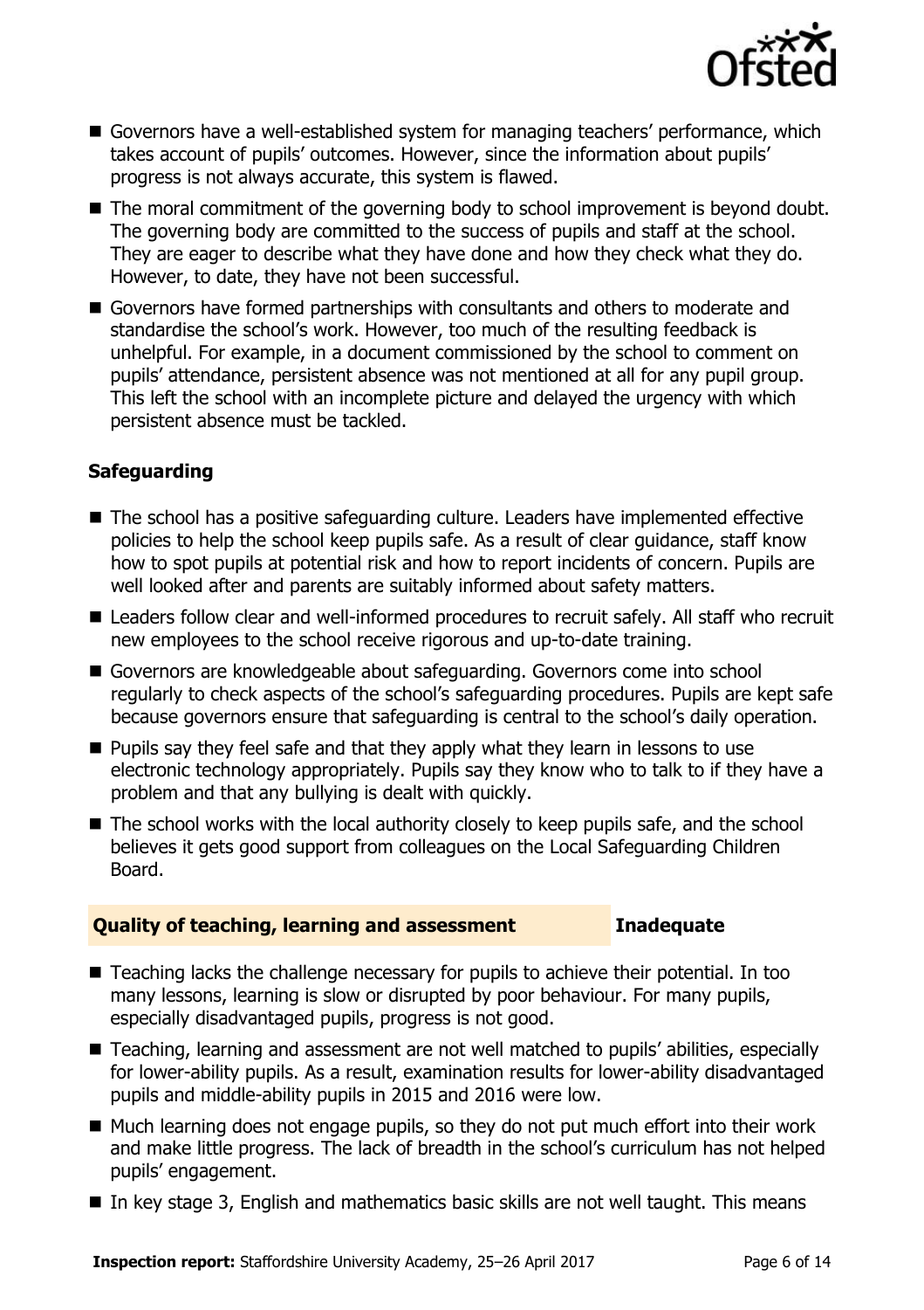- Governors have a well-established system for managing teachers' performance, which takes account of pupils' outcomes. However, since the information about pupils' progress is not always accurate, this system is flawed.
- The moral commitment of the governing body to school improvement is beyond doubt. The governing body are committed to the success of pupils and staff at the school. They are eager to describe what they have done and how they check what they do. However, to date, they have not been successful.
- Governors have formed partnerships with consultants and others to moderate and standardise the school's work. However, too much of the resulting feedback is unhelpful. For example, in a document commissioned by the school to comment on pupils' attendance, persistent absence was not mentioned at all for any pupil group. This left the school with an incomplete picture and delayed the urgency with which persistent absence must be tackled.

### Safeguarding

- The school has a positive safeguarding culture. Leaders have implemented effective policies to help the school keep pupils safe. As a result of clear guidance, staff know how to spot pupils at potential risk and how to report incidents of concern. Pupils are well looked after and parents are suitably informed about safety matters.
- Leaders follow clear and well-informed procedures to recruit safely. All staff who recruit new employees to the school receive rigorous and up-to-date training.
- Governors are knowledgeable about safeguarding. Governors come into school regularly to check aspects of the school's safeguarding procedures. Pupils are kept safe because governors ensure that safeguarding is central to the school's daily operation.
- Pupils say they feel safe and that they apply what they learn in lessons to use electronic technology appropriately. Pupils say they know who to talk to if they have a problem and that any bullying is dealt with quickly.
- The school works with the local authority closely to keep pupils safe, and the school believes it gets good support from colleagues on the Local Safeguarding Children Board.

## Quality of teaching, learning and assessment — Inadequate

- Teaching lacks the challenge necessary for pupils to achieve their potential. In too many lessons, learning is slow or disrupted by poor behaviour. For many pupils, especially disadvantaged pupils, progress is not good.
- Teaching, learning and assessment are not well matched to pupils' abilities, especially for lower-ability pupils. As a result, examination results for lower-ability disadvantaged pupils and middle-ability pupils in 2015 and 2016 were low.
- Much learning does not engage pupils, so they do not put much effort into their work and make little progress. The lack of breadth in the school's curriculum has not helped pupils' engagement.
- In key stage 3, English and mathematics basic skills are not well taught. This means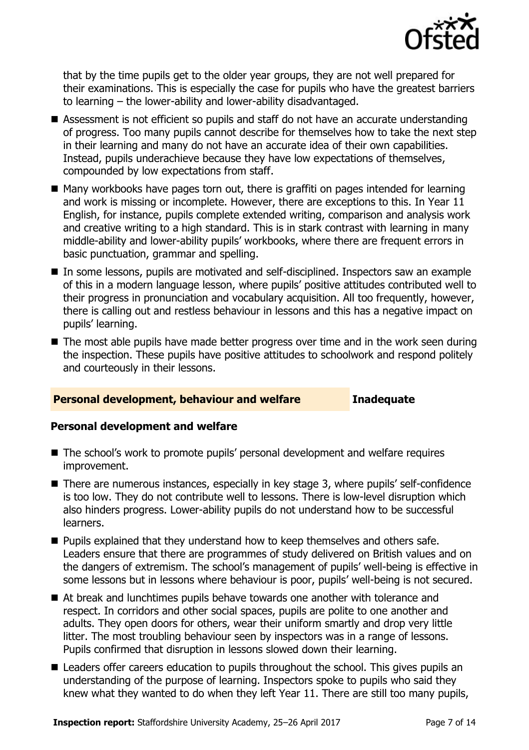that by the time pupils get to the older year groups, they are not well prepared for their examinations. This is especially the case for pupils who have the greatest barriers to learning – the lower-ability and lower-ability disadvantaged.

- Assessment is not efficient so pupils and staff do not have an accurate understanding of progress. Too many pupils cannot describe for themselves how to take the next step in their learning and many do not have an accurate idea of their own capabilities. Instead, pupils underachieve because they have low expectations of themselves, compounded by low expectations from staff.
- Many workbooks have pages torn out, there is graffiti on pages intended for learning and work is missing or incomplete. However, there are exceptions to this. In Year 11 English, for instance, pupils complete extended writing, comparison and analysis work and creative writing to a high standard. This is in stark contrast with learning in many middle-ability and lower-ability pupils' workbooks, where there are frequent errors in basic punctuation, grammar and spelling.
- In some lessons, pupils are motivated and self-disciplined. Inspectors saw an example of this in a modern language lesson, where pupils' positive attitudes contributed well to their progress in pronunciation and vocabulary acquisition. All too frequently, however, there is calling out and restless behaviour in lessons and this has a negative impact on pupils' learning.
- The most able pupils have made better progress over time and in the work seen during the inspection. These pupils have positive attitudes to schoolwork and respond politely and courteously in their lessons.

## Personal development, behaviour and welfare — Inadequate

### Personal development and welfare

- The school's work to promote pupils' personal development and welfare requires improvement.
- There are numerous instances, especially in key stage 3, where pupils' self-confidence is too low. They do not contribute well to lessons. There is low-level disruption which also hinders progress. Lower-ability pupils do not understand how to be successful learners.
- Pupils explained that they understand how to keep themselves and others safe. Leaders ensure that there are programmes of study delivered on British values and on the dangers of extremism. The school's management of pupils' well-being is effective in some lessons but in lessons where behaviour is poor, pupils' well-being is not secured.
- At break and lunchtimes pupils behave towards one another with tolerance and respect. In corridors and other social spaces, pupils are polite to one another and adults. They open doors for others, wear their uniform smartly and drop very little litter. The most troubling behaviour seen by inspectors was in a range of lessons. Pupils confirmed that disruption in lessons slowed down their learning.
- Leaders offer careers education to pupils throughout the school. This gives pupils an understanding of the purpose of learning. Inspectors spoke to pupils who said they knew what they wanted to do when they left Year 11. There are still too many pupils,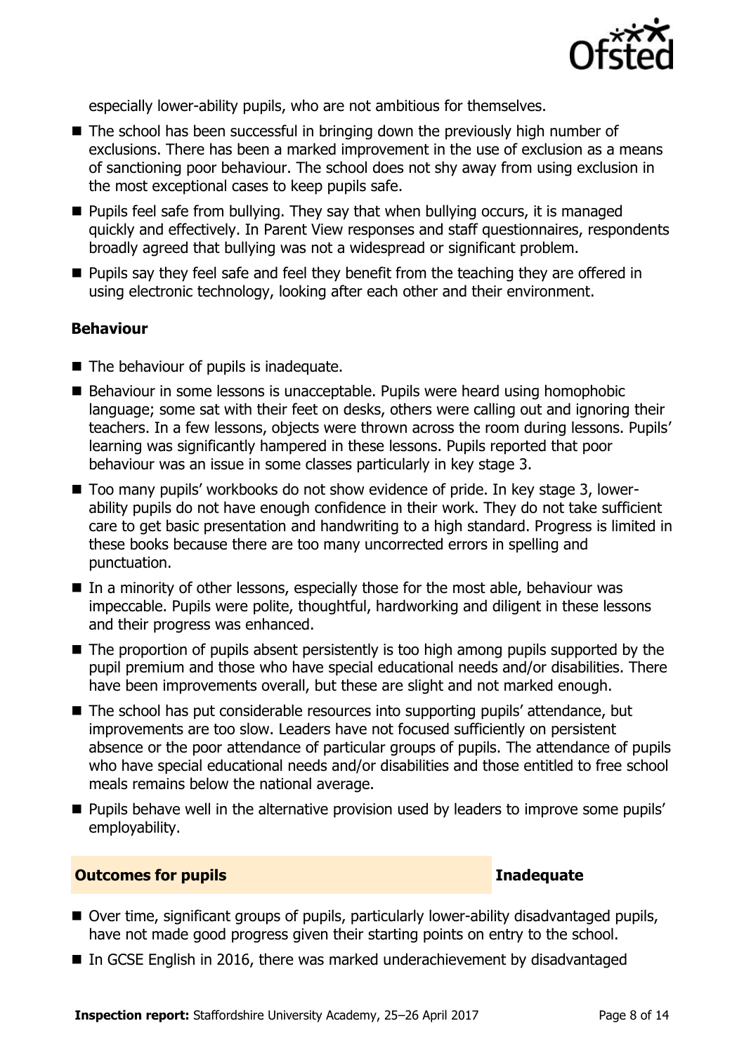especially lower-ability pupils, who are not ambitious for themselves.

- The school has been successful in bringing down the previously high number of exclusions. There has been a marked improvement in the use of exclusion as a means of sanctioning poor behaviour. The school does not shy away from using exclusion in the most exceptional cases to keep pupils safe.
- Pupils feel safe from bullying. They say that when bullying occurs, it is managed quickly and effectively. In Parent View responses and staff questionnaires, respondents broadly agreed that bullying was not a widespread or significant problem.
- Pupils say they feel safe and feel they benefit from the teaching they are offered in using electronic technology, looking after each other and their environment.

### Behaviour

- The behaviour of pupils is inadequate.
- Behaviour in some lessons is unacceptable. Pupils were heard using homophobic language; some sat with their feet on desks, others were calling out and ignoring their teachers. In a few lessons, objects were thrown across the room during lessons. Pupils' learning was significantly hampered in these lessons. Pupils reported that poor behaviour was an issue in some classes particularly in key stage 3.
- Too many pupils' workbooks do not show evidence of pride. In key stage 3, lower-ability pupils do not have enough confidence in their work. They do not take sufficient care to get basic presentation and handwriting to a high standard. Progress is limited in these books because there are too many uncorrected errors in spelling and punctuation.
- In a minority of other lessons, especially those for the most able, behaviour was impeccable. Pupils were polite, thoughtful, hardworking and diligent in these lessons and their progress was enhanced.
- The proportion of pupils absent persistently is too high among pupils supported by the pupil premium and those who have special educational needs and/or disabilities. There have been improvements overall, but these are slight and not marked enough.
- The school has put considerable resources into supporting pupils' attendance, but improvements are too slow. Leaders have not focused sufficiently on persistent absence or the poor attendance of particular groups of pupils. The attendance of pupils who have special educational needs and/or disabilities and those entitled to free school meals remains below the national average.
- Pupils behave well in the alternative provision used by leaders to improve some pupils' employability.

## Outcomes for pupils — Inadequate

- Over time, significant groups of pupils, particularly lower-ability disadvantaged pupils, have not made good progress given their starting points on entry to the school.
- In GCSE English in 2016, there was marked underachievement by disadvantaged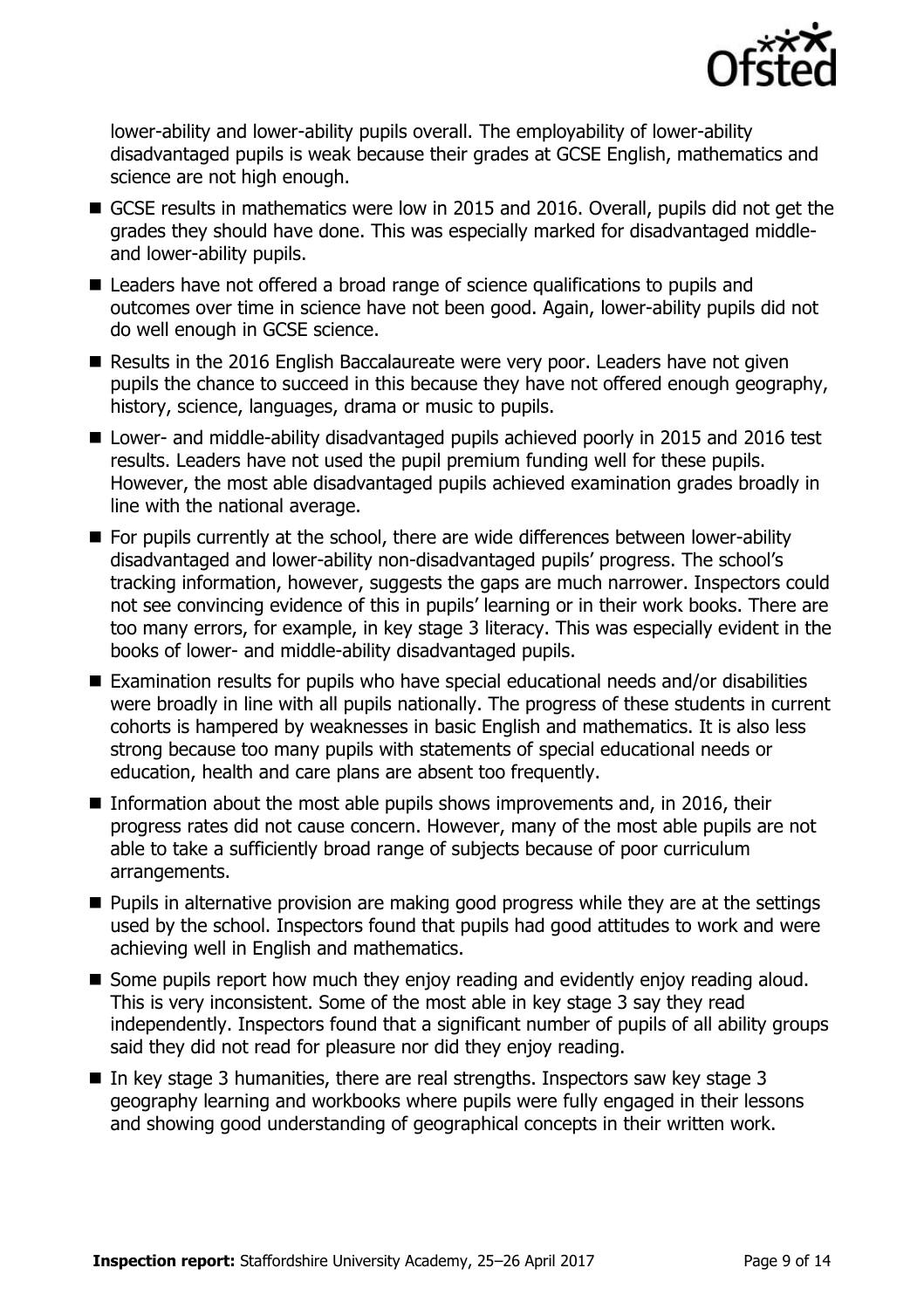lower-ability and lower-ability pupils overall. The employability of lower-ability disadvantaged pupils is weak because their grades at GCSE English, mathematics and science are not high enough.

- GCSE results in mathematics were low in 2015 and 2016. Overall, pupils did not get the grades they should have done. This was especially marked for disadvantaged middle- and lower-ability pupils.
- Leaders have not offered a broad range of science qualifications to pupils and outcomes over time in science have not been good. Again, lower-ability pupils did not do well enough in GCSE science.
- Results in the 2016 English Baccalaureate were very poor. Leaders have not given pupils the chance to succeed in this because they have not offered enough geography, history, science, languages, drama or music to pupils.
- Lower- and middle-ability disadvantaged pupils achieved poorly in 2015 and 2016 test results. Leaders have not used the pupil premium funding well for these pupils. However, the most able disadvantaged pupils achieved examination grades broadly in line with the national average.
- For pupils currently at the school, there are wide differences between lower-ability disadvantaged and lower-ability non-disadvantaged pupils' progress. The school's tracking information, however, suggests the gaps are much narrower. Inspectors could not see convincing evidence of this in pupils' learning or in their work books. There are too many errors, for example, in key stage 3 literacy. This was especially evident in the books of lower- and middle-ability disadvantaged pupils.
- Examination results for pupils who have special educational needs and/or disabilities were broadly in line with all pupils nationally. The progress of these students in current cohorts is hampered by weaknesses in basic English and mathematics. It is also less strong because too many pupils with statements of special educational needs or education, health and care plans are absent too frequently.
- Information about the most able pupils shows improvements and, in 2016, their progress rates did not cause concern. However, many of the most able pupils are not able to take a sufficiently broad range of subjects because of poor curriculum arrangements.
- Pupils in alternative provision are making good progress while they are at the settings used by the school. Inspectors found that pupils had good attitudes to work and were achieving well in English and mathematics.
- Some pupils report how much they enjoy reading and evidently enjoy reading aloud. This is very inconsistent. Some of the most able in key stage 3 say they read independently. Inspectors found that a significant number of pupils of all ability groups said they did not read for pleasure nor did they enjoy reading.
- In key stage 3 humanities, there are real strengths. Inspectors saw key stage 3 geography learning and workbooks where pupils were fully engaged in their lessons and showing good understanding of geographical concepts in their written work.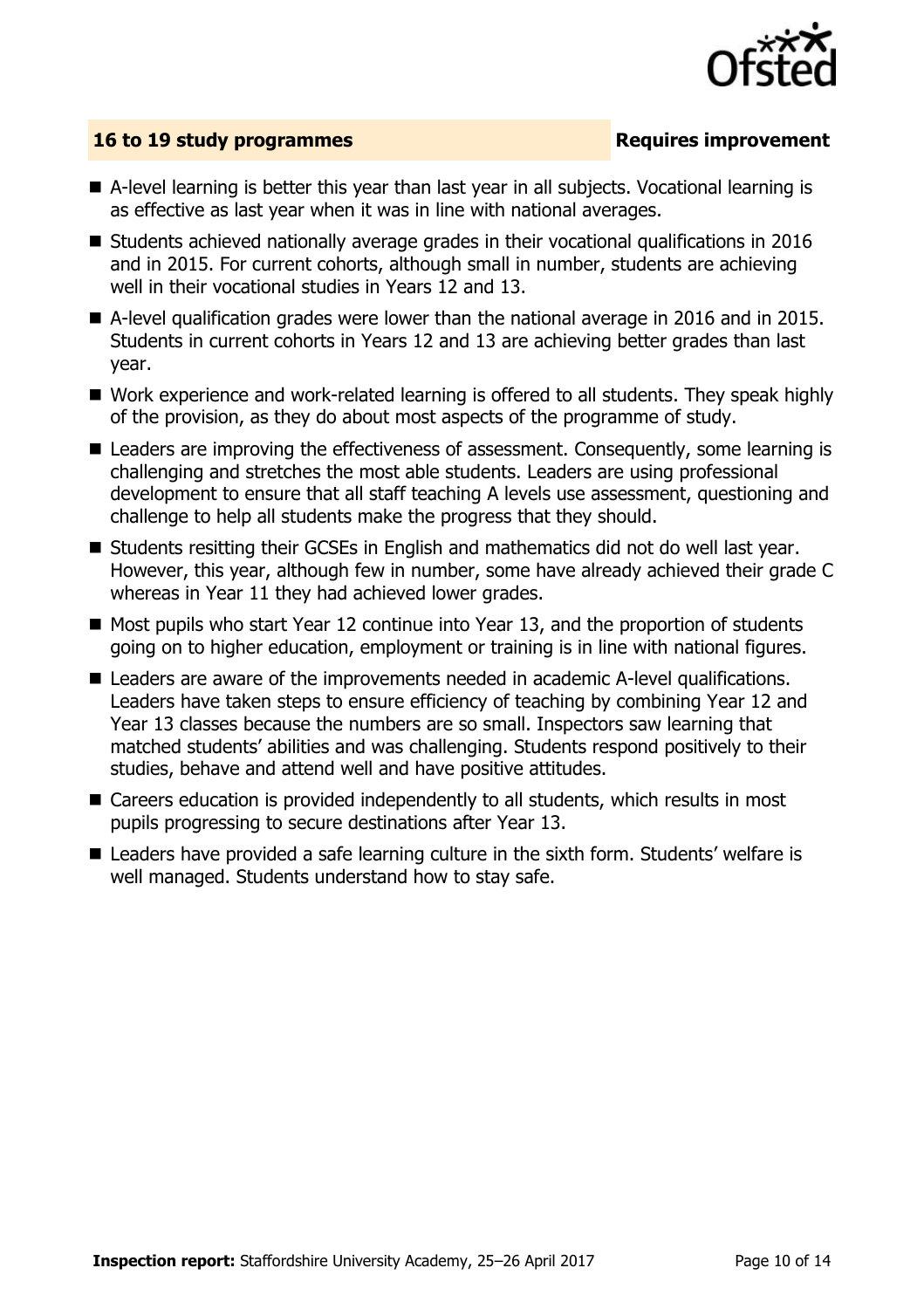## 16 to 19 study programmes — Requires improvement

- A-level learning is better this year than last year in all subjects. Vocational learning is as effective as last year when it was in line with national averages.
- Students achieved nationally average grades in their vocational qualifications in 2016 and in 2015. For current cohorts, although small in number, students are achieving well in their vocational studies in Years 12 and 13.
- A-level qualification grades were lower than the national average in 2016 and in 2015. Students in current cohorts in Years 12 and 13 are achieving better grades than last year.
- Work experience and work-related learning is offered to all students. They speak highly of the provision, as they do about most aspects of the programme of study.
- Leaders are improving the effectiveness of assessment. Consequently, some learning is challenging and stretches the most able students. Leaders are using professional development to ensure that all staff teaching A levels use assessment, questioning and challenge to help all students make the progress that they should.
- Students resitting their GCSEs in English and mathematics did not do well last year. However, this year, although few in number, some have already achieved their grade C whereas in Year 11 they had achieved lower grades.
- Most pupils who start Year 12 continue into Year 13, and the proportion of students going on to higher education, employment or training is in line with national figures.
- Leaders are aware of the improvements needed in academic A-level qualifications. Leaders have taken steps to ensure efficiency of teaching by combining Year 12 and Year 13 classes because the numbers are so small. Inspectors saw learning that matched students' abilities and was challenging. Students respond positively to their studies, behave and attend well and have positive attitudes.
- Careers education is provided independently to all students, which results in most pupils progressing to secure destinations after Year 13.
- Leaders have provided a safe learning culture in the sixth form. Students' welfare is well managed. Students understand how to stay safe.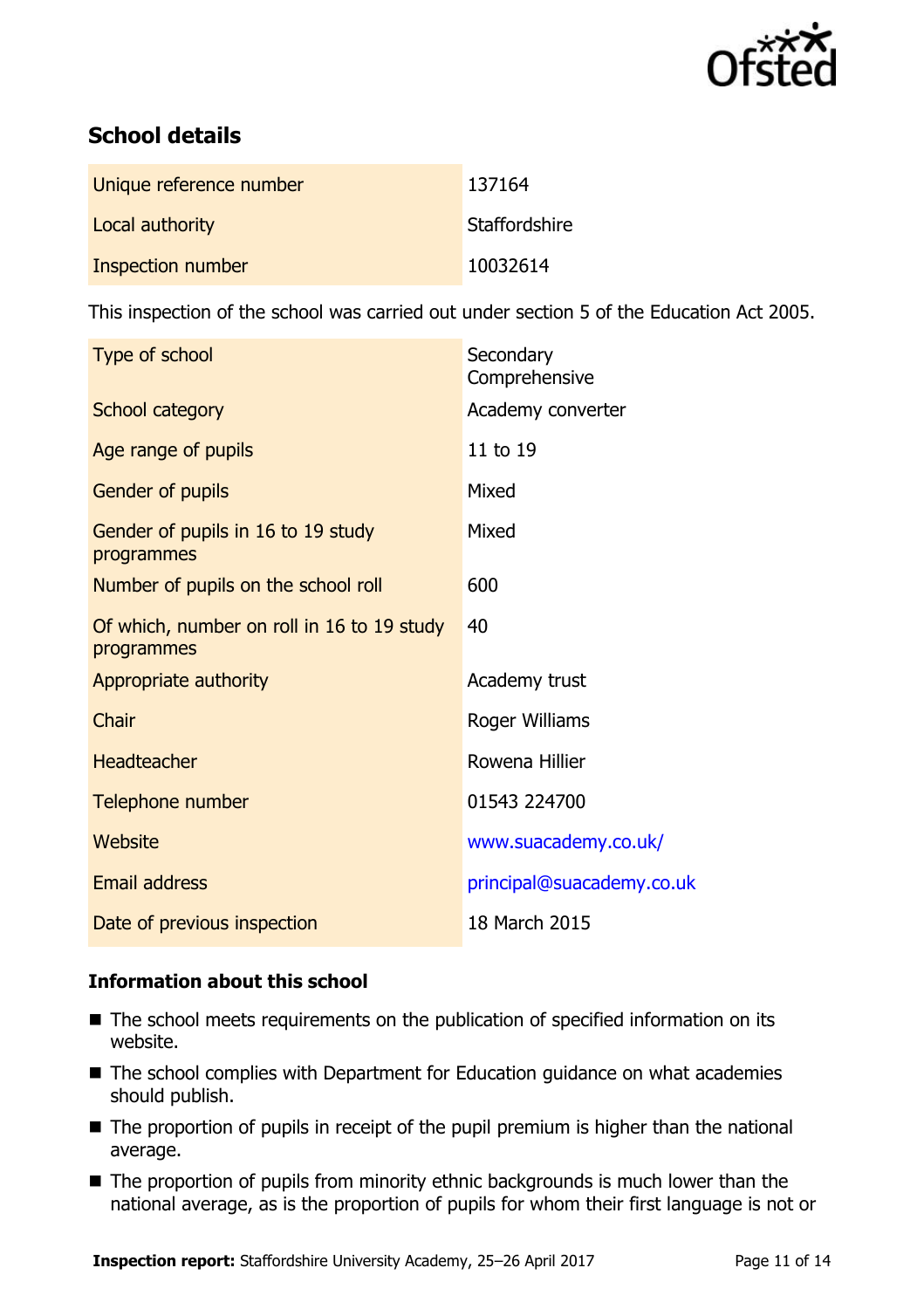## School details

| | |
|---|---|
| Unique reference number | 137164 |
| Local authority | Staffordshire |
| Inspection number | 10032614 |

This inspection of the school was carried out under section 5 of the Education Act 2005.

| | |
|---|---|
| Type of school | Secondary Comprehensive |
| School category | Academy converter |
| Age range of pupils | 11 to 19 |
| Gender of pupils | Mixed |
| Gender of pupils in 16 to 19 study programmes | Mixed |
| Number of pupils on the school roll | 600 |
| Of which, number on roll in 16 to 19 study programmes | 40 |
| Appropriate authority | Academy trust |
| Chair | Roger Williams |
| Headteacher | Rowena Hillier |
| Telephone number | 01543 224700 |
| Website | www.suacademy.co.uk/ |
| Email address | principal@suacademy.co.uk |
| Date of previous inspection | 18 March 2015 |

### Information about this school

- The school meets requirements on the publication of specified information on its website.
- The school complies with Department for Education guidance on what academies should publish.
- The proportion of pupils in receipt of the pupil premium is higher than the national average.
- The proportion of pupils from minority ethnic backgrounds is much lower than the national average, as is the proportion of pupils for whom their first language is not or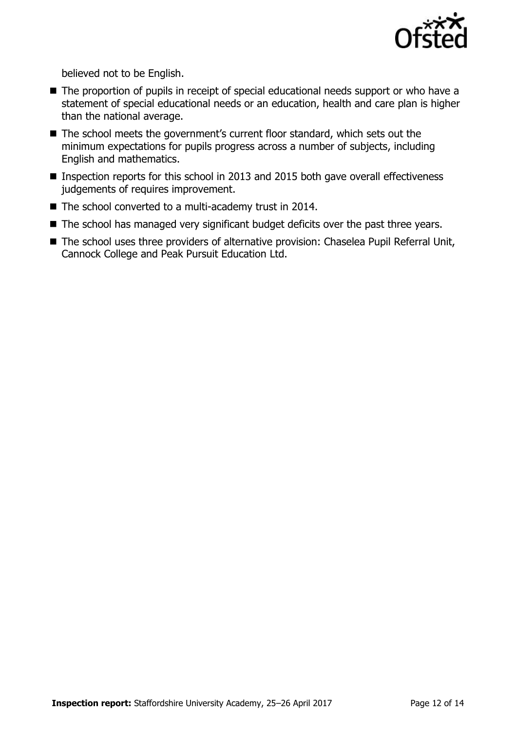believed not to be English.

- The proportion of pupils in receipt of special educational needs support or who have a statement of special educational needs or an education, health and care plan is higher than the national average.
- The school meets the government's current floor standard, which sets out the minimum expectations for pupils progress across a number of subjects, including English and mathematics.
- Inspection reports for this school in 2013 and 2015 both gave overall effectiveness judgements of requires improvement.
- The school converted to a multi-academy trust in 2014.
- The school has managed very significant budget deficits over the past three years.
- The school uses three providers of alternative provision: Chaselea Pupil Referral Unit, Cannock College and Peak Pursuit Education Ltd.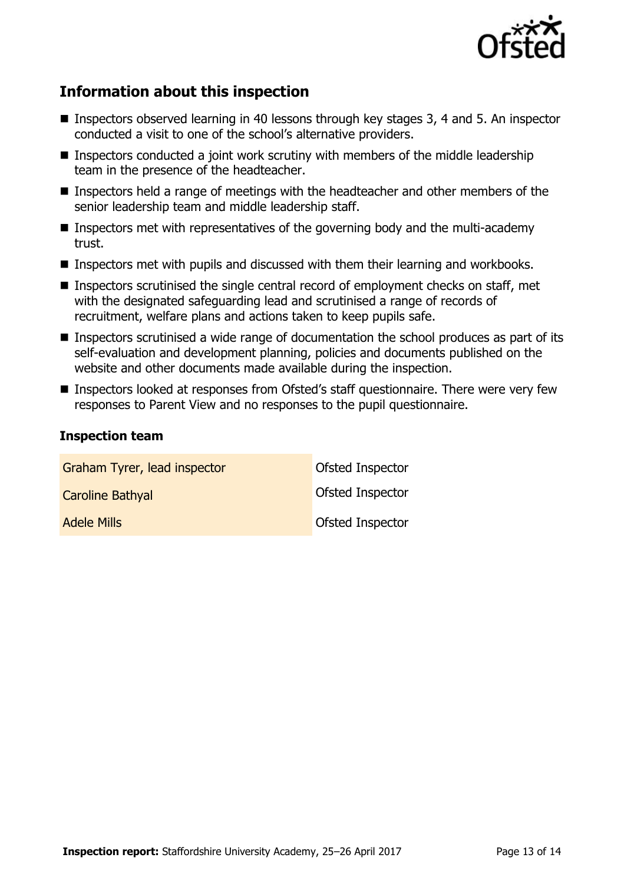## Information about this inspection

- Inspectors observed learning in 40 lessons through key stages 3, 4 and 5. An inspector conducted a visit to one of the school's alternative providers.
- Inspectors conducted a joint work scrutiny with members of the middle leadership team in the presence of the headteacher.
- Inspectors held a range of meetings with the headteacher and other members of the senior leadership team and middle leadership staff.
- Inspectors met with representatives of the governing body and the multi-academy trust.
- Inspectors met with pupils and discussed with them their learning and workbooks.
- Inspectors scrutinised the single central record of employment checks on staff, met with the designated safeguarding lead and scrutinised a range of records of recruitment, welfare plans and actions taken to keep pupils safe.
- Inspectors scrutinised a wide range of documentation the school produces as part of its self-evaluation and development planning, policies and documents published on the website and other documents made available during the inspection.
- Inspectors looked at responses from Ofsted's staff questionnaire. There were very few responses to Parent View and no responses to the pupil questionnaire.

### Inspection team

| | |
|---|---|
| Graham Tyrer, lead inspector | Ofsted Inspector |
| Caroline Bathyal | Ofsted Inspector |
| Adele Mills | Ofsted Inspector |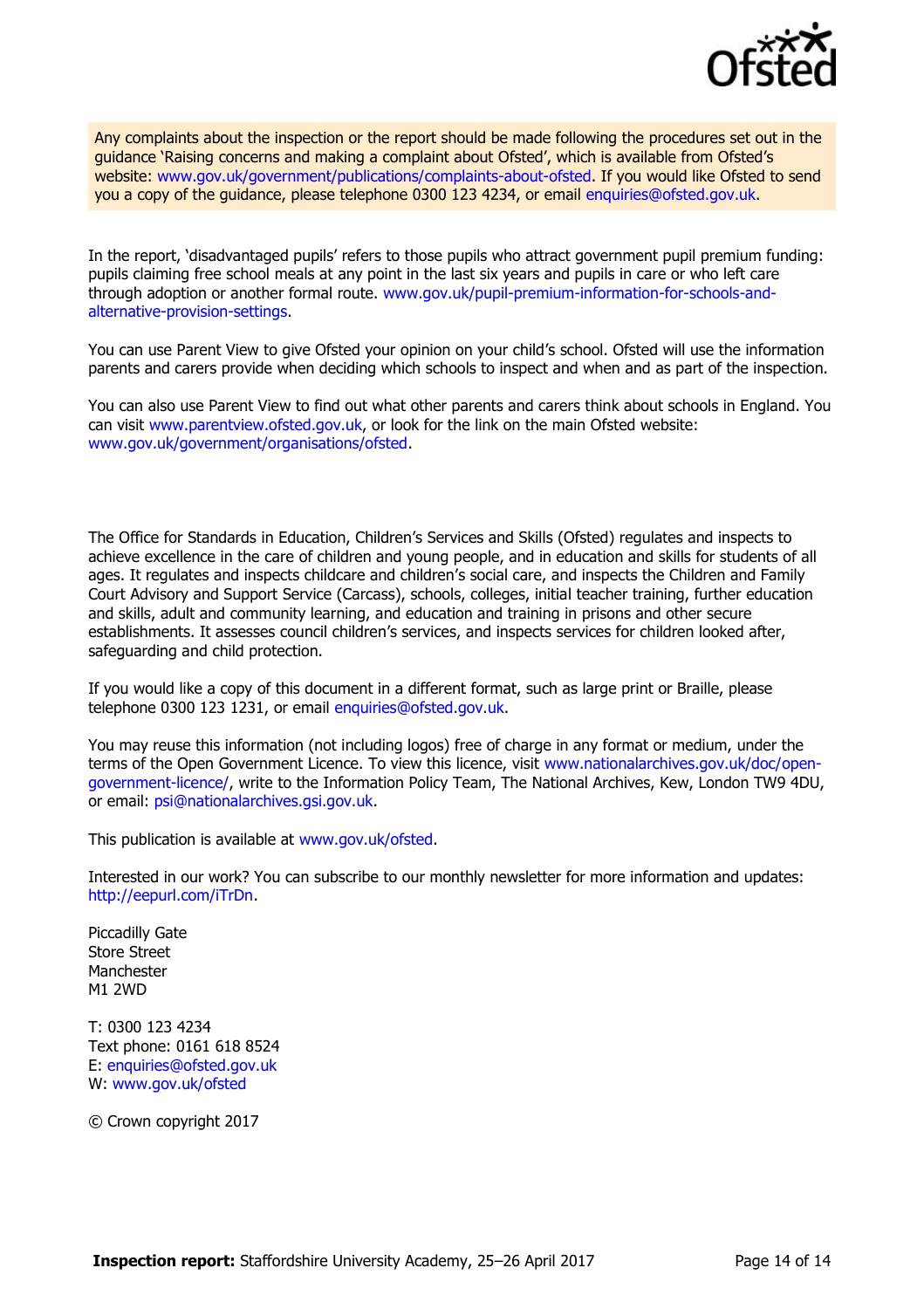Any complaints about the inspection or the report should be made following the procedures set out in the guidance 'Raising concerns and making a complaint about Ofsted', which is available from Ofsted's website: www.gov.uk/government/publications/complaints-about-ofsted. If you would like Ofsted to send you a copy of the guidance, please telephone 0300 123 4234, or email enquiries@ofsted.gov.uk.

In the report, 'disadvantaged pupils' refers to those pupils who attract government pupil premium funding: pupils claiming free school meals at any point in the last six years and pupils in care or who left care through adoption or another formal route. www.gov.uk/pupil-premium-information-for-schools-and-alternative-provision-settings.

You can use Parent View to give Ofsted your opinion on your child's school. Ofsted will use the information parents and carers provide when deciding which schools to inspect and when and as part of the inspection.

You can also use Parent View to find out what other parents and carers think about schools in England. You can visit www.parentview.ofsted.gov.uk, or look for the link on the main Ofsted website: www.gov.uk/government/organisations/ofsted.

The Office for Standards in Education, Children's Services and Skills (Ofsted) regulates and inspects to achieve excellence in the care of children and young people, and in education and skills for students of all ages. It regulates and inspects childcare and children's social care, and inspects the Children and Family Court Advisory and Support Service (Carcass), schools, colleges, initial teacher training, further education and skills, adult and community learning, and education and training in prisons and other secure establishments. It assesses council children's services, and inspects services for children looked after, safeguarding and child protection.

If you would like a copy of this document in a different format, such as large print or Braille, please telephone 0300 123 1231, or email enquiries@ofsted.gov.uk.

You may reuse this information (not including logos) free of charge in any format or medium, under the terms of the Open Government Licence. To view this licence, visit www.nationalarchives.gov.uk/doc/open-government-licence/, write to the Information Policy Team, The National Archives, Kew, London TW9 4DU, or email: psi@nationalarchives.gsi.gov.uk.

This publication is available at www.gov.uk/ofsted.

Interested in our work? You can subscribe to our monthly newsletter for more information and updates: http://eepurl.com/iTrDn.

Piccadilly Gate
Store Street
Manchester
M1 2WD

T: 0300 123 4234
Text phone: 0161 618 8524
E: enquiries@ofsted.gov.uk
W: www.gov.uk/ofsted

© Crown copyright 2017